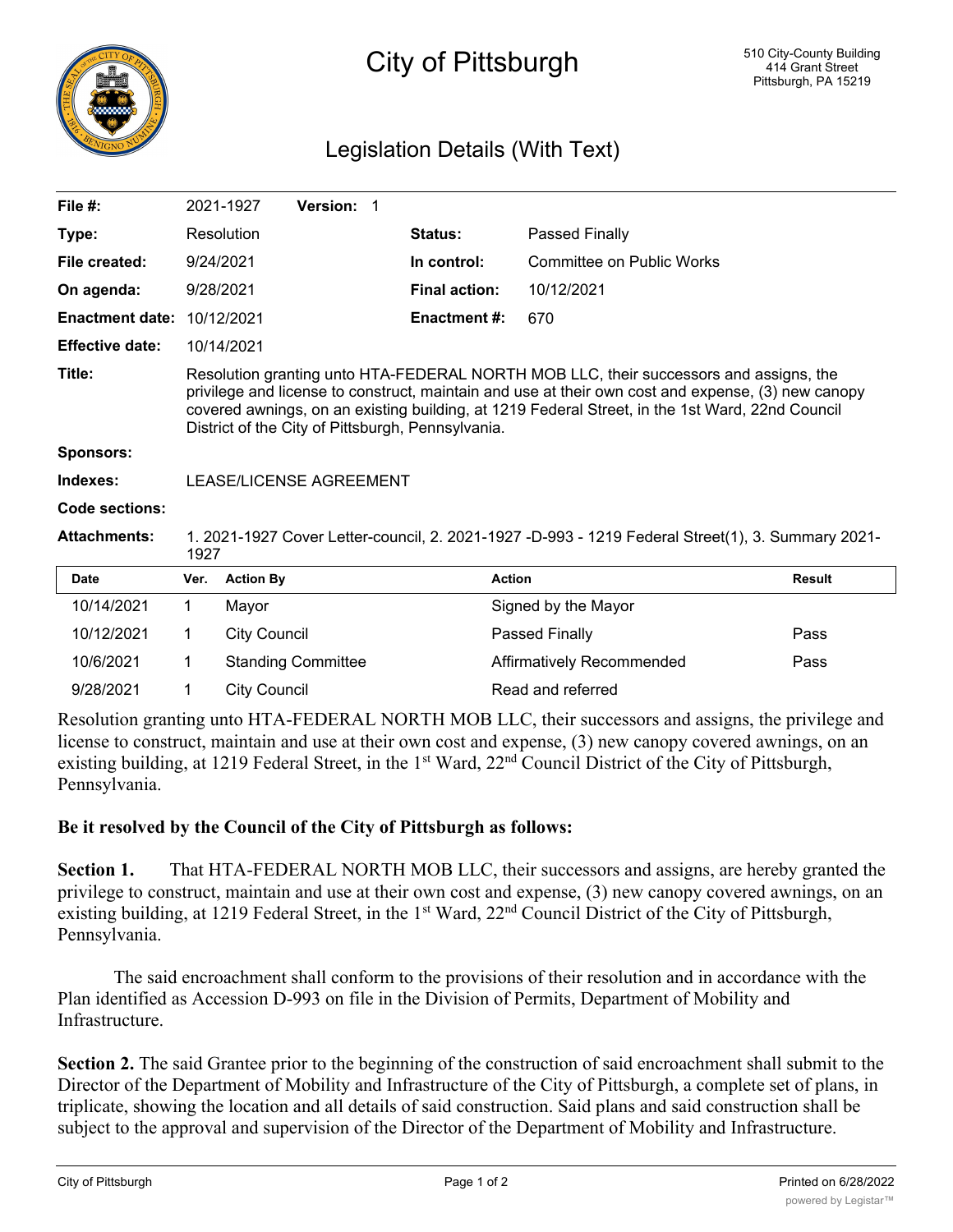# City of Pittsburgh

510 City-County Building
414 Grant Street
Pittsburgh, PA 15219

## Legislation Details (With Text)

| | | | |
|---|---|---|---|
| **File #:** | 2021-1927 **Version:** 1 | | |
| **Type:** | Resolution | **Status:** | Passed Finally |
| **File created:** | 9/24/2021 | **In control:** | Committee on Public Works |
| **On agenda:** | 9/28/2021 | **Final action:** | 10/12/2021 |
| **Enactment date:** | 10/12/2021 | **Enactment #:** | 670 |
| **Effective date:** | 10/14/2021 | | |

**Title:** Resolution granting unto HTA-FEDERAL NORTH MOB LLC, their successors and assigns, the privilege and license to construct, maintain and use at their own cost and expense, (3) new canopy covered awnings, on an existing building, at 1219 Federal Street, in the 1st Ward, 22nd Council District of the City of Pittsburgh, Pennsylvania.

**Sponsors:**

**Indexes:** LEASE/LICENSE AGREEMENT

**Code sections:**

**Attachments:** 1. 2021-1927 Cover Letter-council, 2. 2021-1927 -D-993 - 1219 Federal Street(1), 3. Summary 2021-1927

| Date | Ver. | Action By | Action | Result |
|---|---|---|---|---|
| 10/14/2021 | 1 | Mayor | Signed by the Mayor | |
| 10/12/2021 | 1 | City Council | Passed Finally | Pass |
| 10/6/2021 | 1 | Standing Committee | Affirmatively Recommended | Pass |
| 9/28/2021 | 1 | City Council | Read and referred | |

Resolution granting unto HTA-FEDERAL NORTH MOB LLC, their successors and assigns, the privilege and license to construct, maintain and use at their own cost and expense, (3) new canopy covered awnings, on an existing building, at 1219 Federal Street, in the 1st Ward, 22nd Council District of the City of Pittsburgh, Pennsylvania.

**Be it resolved by the Council of the City of Pittsburgh as follows:**

**Section 1.** That HTA-FEDERAL NORTH MOB LLC, their successors and assigns, are hereby granted the privilege to construct, maintain and use at their own cost and expense, (3) new canopy covered awnings, on an existing building, at 1219 Federal Street, in the 1st Ward, 22nd Council District of the City of Pittsburgh, Pennsylvania.

The said encroachment shall conform to the provisions of their resolution and in accordance with the Plan identified as Accession D-993 on file in the Division of Permits, Department of Mobility and Infrastructure.

**Section 2.** The said Grantee prior to the beginning of the construction of said encroachment shall submit to the Director of the Department of Mobility and Infrastructure of the City of Pittsburgh, a complete set of plans, in triplicate, showing the location and all details of said construction. Said plans and said construction shall be subject to the approval and supervision of the Director of the Department of Mobility and Infrastructure.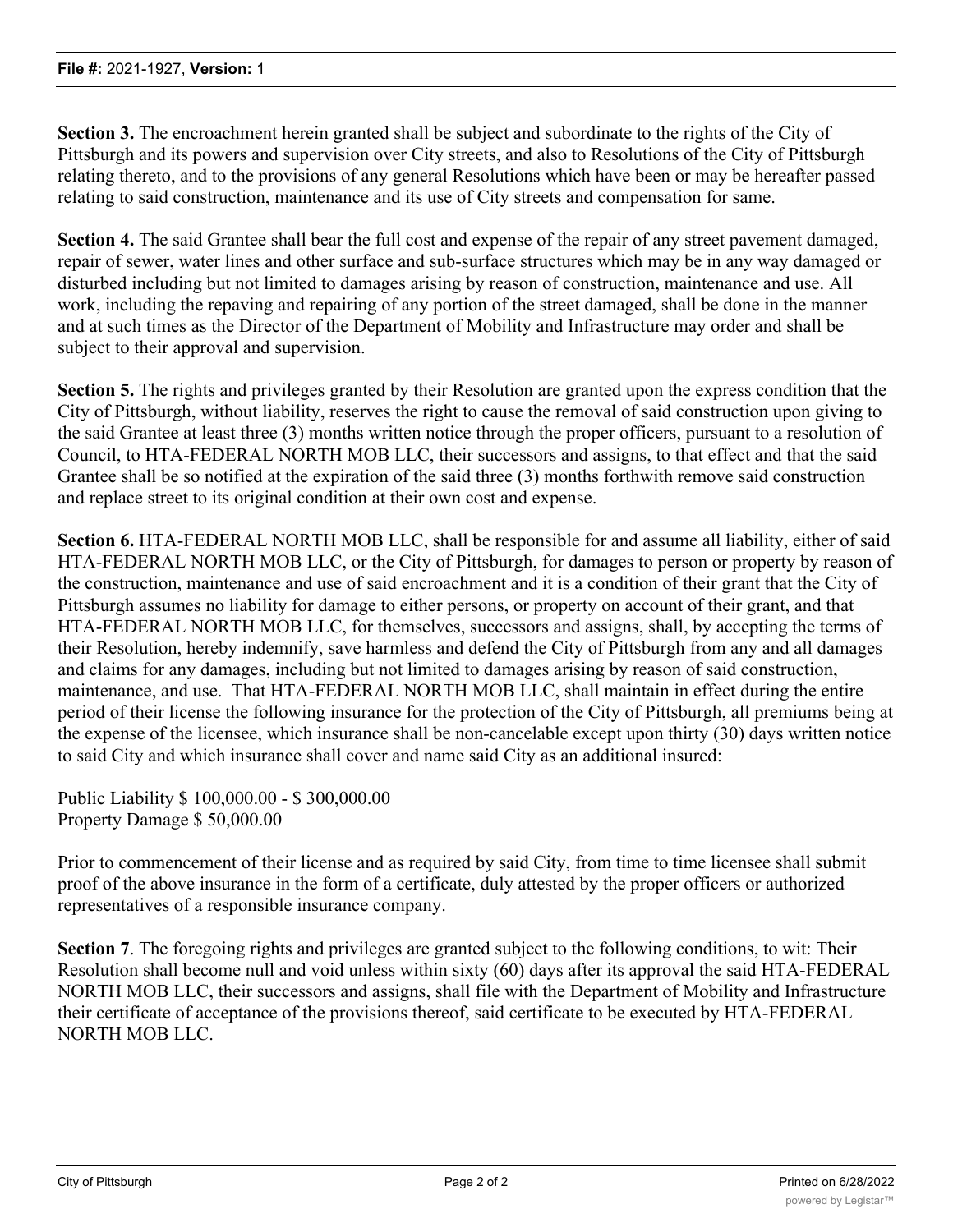**Section 3.** The encroachment herein granted shall be subject and subordinate to the rights of the City of Pittsburgh and its powers and supervision over City streets, and also to Resolutions of the City of Pittsburgh relating thereto, and to the provisions of any general Resolutions which have been or may be hereafter passed relating to said construction, maintenance and its use of City streets and compensation for same.

**Section 4.** The said Grantee shall bear the full cost and expense of the repair of any street pavement damaged, repair of sewer, water lines and other surface and sub-surface structures which may be in any way damaged or disturbed including but not limited to damages arising by reason of construction, maintenance and use. All work, including the repaving and repairing of any portion of the street damaged, shall be done in the manner and at such times as the Director of the Department of Mobility and Infrastructure may order and shall be subject to their approval and supervision.

**Section 5.** The rights and privileges granted by their Resolution are granted upon the express condition that the City of Pittsburgh, without liability, reserves the right to cause the removal of said construction upon giving to the said Grantee at least three (3) months written notice through the proper officers, pursuant to a resolution of Council, to HTA-FEDERAL NORTH MOB LLC, their successors and assigns, to that effect and that the said Grantee shall be so notified at the expiration of the said three (3) months forthwith remove said construction and replace street to its original condition at their own cost and expense.

**Section 6.** HTA-FEDERAL NORTH MOB LLC, shall be responsible for and assume all liability, either of said HTA-FEDERAL NORTH MOB LLC, or the City of Pittsburgh, for damages to person or property by reason of the construction, maintenance and use of said encroachment and it is a condition of their grant that the City of Pittsburgh assumes no liability for damage to either persons, or property on account of their grant, and that HTA-FEDERAL NORTH MOB LLC, for themselves, successors and assigns, shall, by accepting the terms of their Resolution, hereby indemnify, save harmless and defend the City of Pittsburgh from any and all damages and claims for any damages, including but not limited to damages arising by reason of said construction, maintenance, and use. That HTA-FEDERAL NORTH MOB LLC, shall maintain in effect during the entire period of their license the following insurance for the protection of the City of Pittsburgh, all premiums being at the expense of the licensee, which insurance shall be non-cancelable except upon thirty (30) days written notice to said City and which insurance shall cover and name said City as an additional insured:

Public Liability $ 100,000.00 - $ 300,000.00
Property Damage $ 50,000.00

Prior to commencement of their license and as required by said City, from time to time licensee shall submit proof of the above insurance in the form of a certificate, duly attested by the proper officers or authorized representatives of a responsible insurance company.

**Section 7**. The foregoing rights and privileges are granted subject to the following conditions, to wit: Their Resolution shall become null and void unless within sixty (60) days after its approval the said HTA-FEDERAL NORTH MOB LLC, their successors and assigns, shall file with the Department of Mobility and Infrastructure their certificate of acceptance of the provisions thereof, said certificate to be executed by HTA-FEDERAL NORTH MOB LLC.